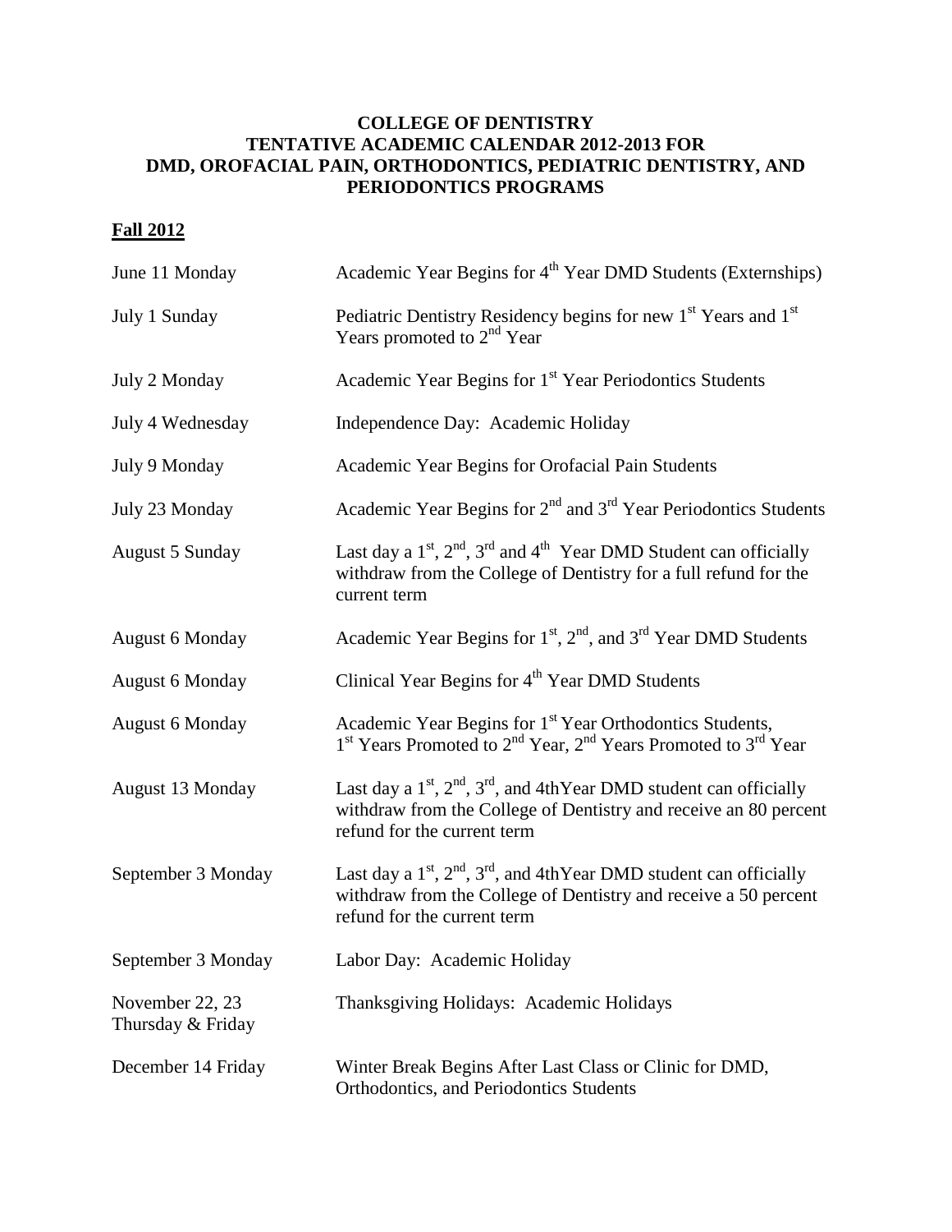# COLLEGE OF DENTISTRY
# TENTATIVE ACADEMIC CALENDAR 2012-2013 FOR DMD, OROFACIAL PAIN, ORTHODONTICS, PEDIATRIC DENTISTRY, AND PERIODONTICS PROGRAMS

## Fall 2012

| | |
|---|---|
| June 11 Monday | Academic Year Begins for 4th Year DMD Students (Externships) |
| July 1 Sunday | Pediatric Dentistry Residency begins for new 1st Years and 1st Years promoted to 2nd Year |
| July 2 Monday | Academic Year Begins for 1st Year Periodontics Students |
| July 4 Wednesday | Independence Day: Academic Holiday |
| July 9 Monday | Academic Year Begins for Orofacial Pain Students |
| July 23 Monday | Academic Year Begins for 2nd and 3rd Year Periodontics Students |
| August 5 Sunday | Last day a 1st, 2nd, 3rd and 4th Year DMD Student can officially withdraw from the College of Dentistry for a full refund for the current term |
| August 6 Monday | Academic Year Begins for 1st, 2nd, and 3rd Year DMD Students |
| August 6 Monday | Clinical Year Begins for 4th Year DMD Students |
| August 6 Monday | Academic Year Begins for 1st Year Orthodontics Students, 1st Years Promoted to 2nd Year, 2nd Years Promoted to 3rd Year |
| August 13 Monday | Last day a 1st, 2nd, 3rd, and 4thYear DMD student can officially withdraw from the College of Dentistry and receive an 80 percent refund for the current term |
| September 3 Monday | Last day a 1st, 2nd, 3rd, and 4thYear DMD student can officially withdraw from the College of Dentistry and receive a 50 percent refund for the current term |
| September 3 Monday | Labor Day: Academic Holiday |
| November 22, 23 Thursday & Friday | Thanksgiving Holidays: Academic Holidays |
| December 14 Friday | Winter Break Begins After Last Class or Clinic for DMD, Orthodontics, and Periodontics Students |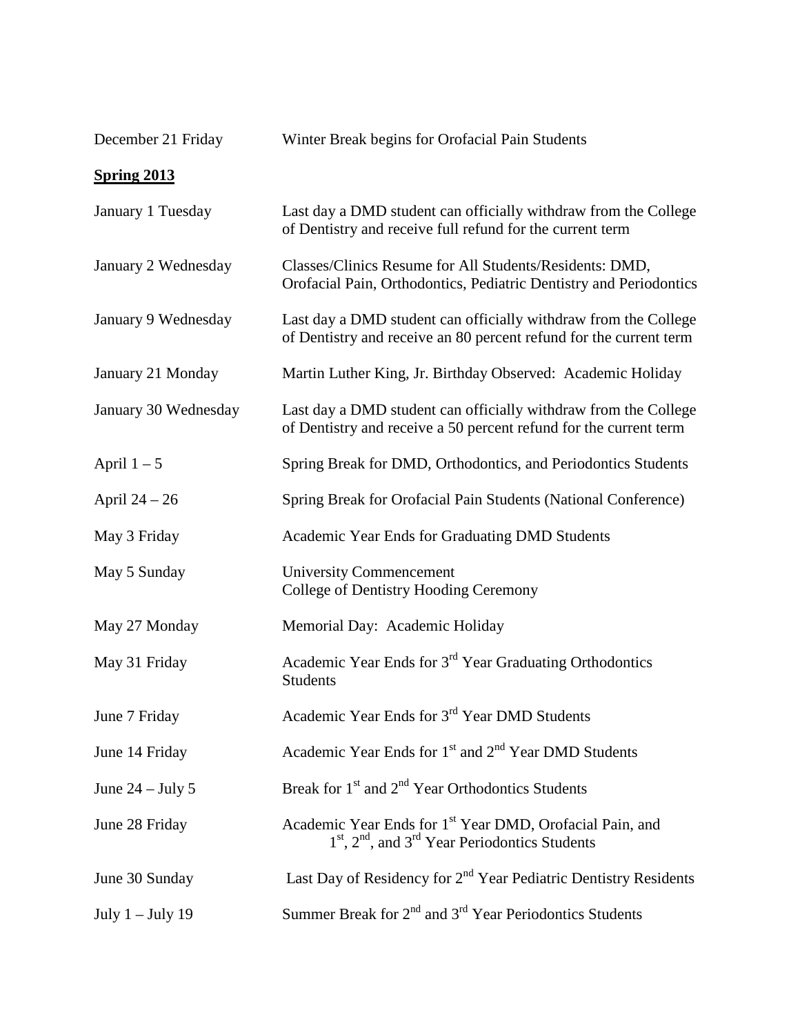| | |
|---|---|
| December 21 Friday | Winter Break begins for Orofacial Pain Students |

**Spring 2013**

| | |
|---|---|
| January 1 Tuesday | Last day a DMD student can officially withdraw from the College of Dentistry and receive full refund for the current term |
| January 2 Wednesday | Classes/Clinics Resume for All Students/Residents: DMD, Orofacial Pain, Orthodontics, Pediatric Dentistry and Periodontics |
| January 9 Wednesday | Last day a DMD student can officially withdraw from the College of Dentistry and receive an 80 percent refund for the current term |
| January 21 Monday | Martin Luther King, Jr. Birthday Observed: Academic Holiday |
| January 30 Wednesday | Last day a DMD student can officially withdraw from the College of Dentistry and receive a 50 percent refund for the current term |
| April 1 – 5 | Spring Break for DMD, Orthodontics, and Periodontics Students |
| April 24 – 26 | Spring Break for Orofacial Pain Students (National Conference) |
| May 3 Friday | Academic Year Ends for Graduating DMD Students |
| May 5 Sunday | University Commencement<br>College of Dentistry Hooding Ceremony |
| May 27 Monday | Memorial Day: Academic Holiday |
| May 31 Friday | Academic Year Ends for 3rd Year Graduating Orthodontics Students |
| June 7 Friday | Academic Year Ends for 3rd Year DMD Students |
| June 14 Friday | Academic Year Ends for 1st and 2nd Year DMD Students |
| June 24 – July 5 | Break for 1st and 2nd Year Orthodontics Students |
| June 28 Friday | Academic Year Ends for 1st Year DMD, Orofacial Pain, and 1st, 2nd, and 3rd Year Periodontics Students |
| June 30 Sunday | Last Day of Residency for 2nd Year Pediatric Dentistry Residents |
| July 1 – July 19 | Summer Break for 2nd and 3rd Year Periodontics Students |